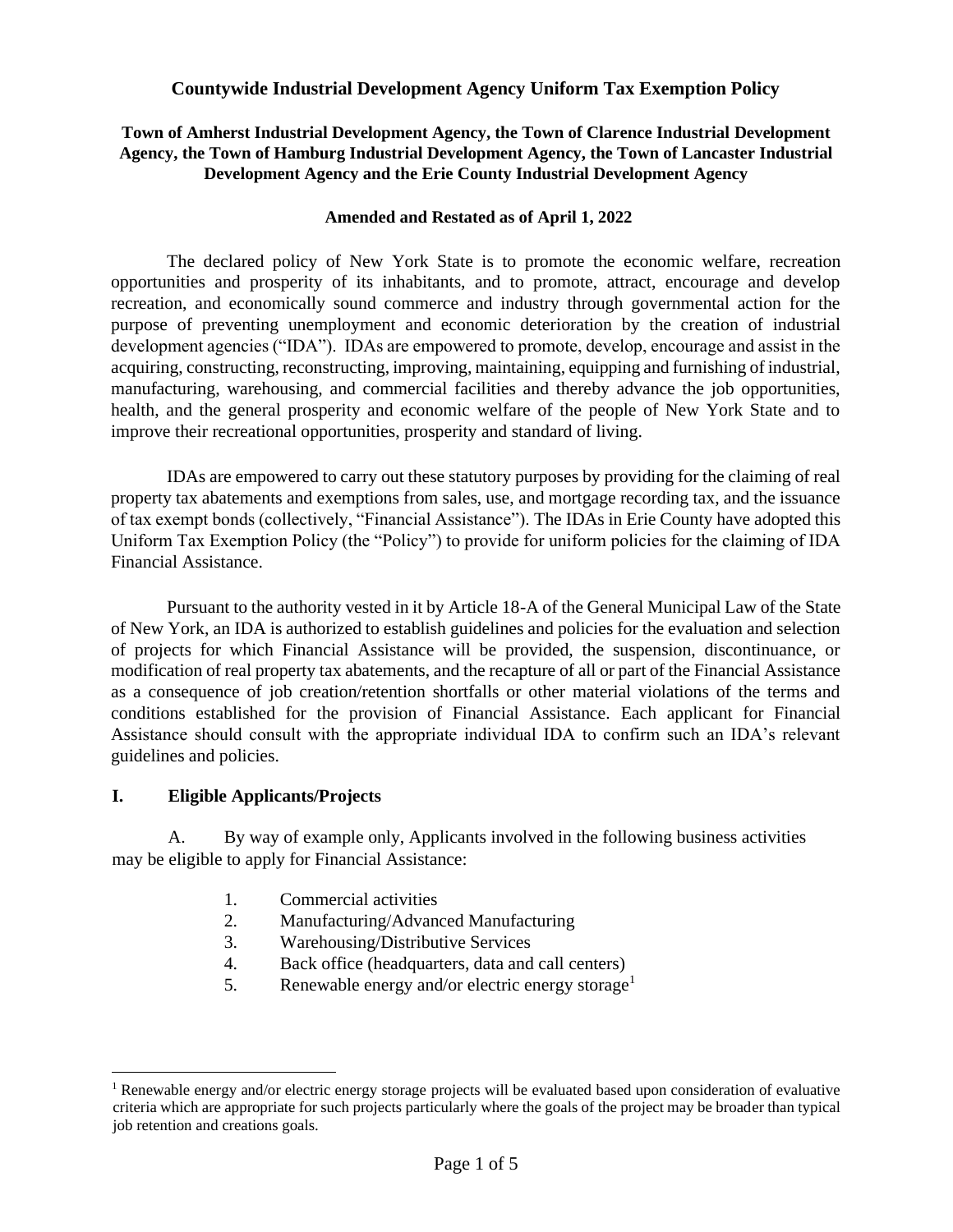# Countywide Industrial Development Agency Uniform Tax Exemption Policy

## Town of Amherst Industrial Development Agency, the Town of Clarence Industrial Development Agency, the Town of Hamburg Industrial Development Agency, the Town of Lancaster Industrial Development Agency and the Erie County Industrial Development Agency

**Amended and Restated as of April 1, 2022**

The declared policy of New York State is to promote the economic welfare, recreation opportunities and prosperity of its inhabitants, and to promote, attract, encourage and develop recreation, and economically sound commerce and industry through governmental action for the purpose of preventing unemployment and economic deterioration by the creation of industrial development agencies ("IDA"). IDAs are empowered to promote, develop, encourage and assist in the acquiring, constructing, reconstructing, improving, maintaining, equipping and furnishing of industrial, manufacturing, warehousing, and commercial facilities and thereby advance the job opportunities, health, and the general prosperity and economic welfare of the people of New York State and to improve their recreational opportunities, prosperity and standard of living.

IDAs are empowered to carry out these statutory purposes by providing for the claiming of real property tax abatements and exemptions from sales, use, and mortgage recording tax, and the issuance of tax exempt bonds (collectively, "Financial Assistance"). The IDAs in Erie County have adopted this Uniform Tax Exemption Policy (the "Policy") to provide for uniform policies for the claiming of IDA Financial Assistance.

Pursuant to the authority vested in it by Article 18-A of the General Municipal Law of the State of New York, an IDA is authorized to establish guidelines and policies for the evaluation and selection of projects for which Financial Assistance will be provided, the suspension, discontinuance, or modification of real property tax abatements, and the recapture of all or part of the Financial Assistance as a consequence of job creation/retention shortfalls or other material violations of the terms and conditions established for the provision of Financial Assistance. Each applicant for Financial Assistance should consult with the appropriate individual IDA to confirm such an IDA's relevant guidelines and policies.

## I. Eligible Applicants/Projects

A. By way of example only, Applicants involved in the following business activities may be eligible to apply for Financial Assistance:

1. Commercial activities
2. Manufacturing/Advanced Manufacturing
3. Warehousing/Distributive Services
4. Back office (headquarters, data and call centers)
5. Renewable energy and/or electric energy storage[1]

[1] Renewable energy and/or electric energy storage projects will be evaluated based upon consideration of evaluative criteria which are appropriate for such projects particularly where the goals of the project may be broader than typical job retention and creations goals.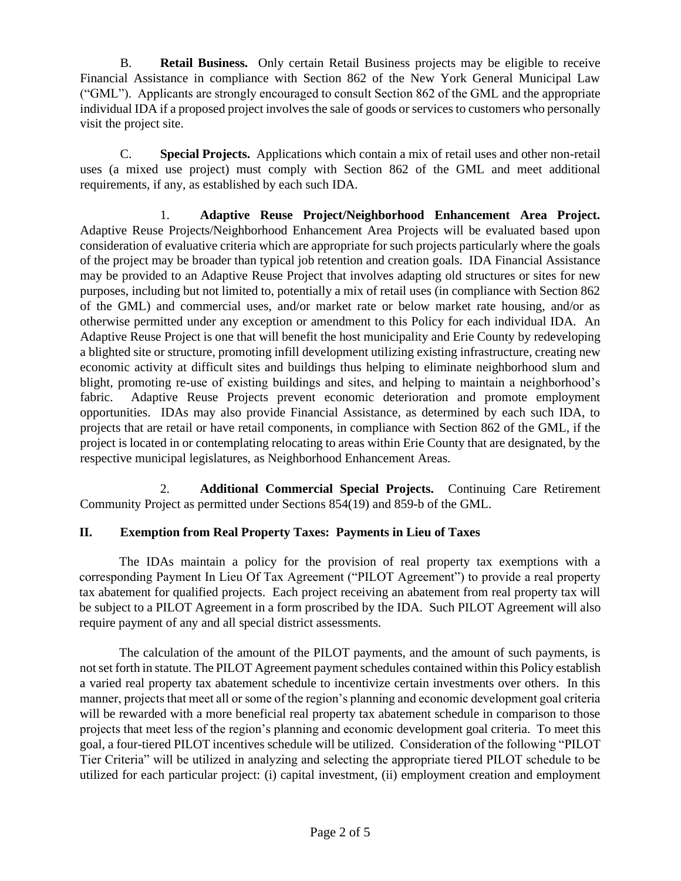B. **Retail Business.** Only certain Retail Business projects may be eligible to receive Financial Assistance in compliance with Section 862 of the New York General Municipal Law ("GML"). Applicants are strongly encouraged to consult Section 862 of the GML and the appropriate individual IDA if a proposed project involves the sale of goods or services to customers who personally visit the project site.

C. **Special Projects.** Applications which contain a mix of retail uses and other non-retail uses (a mixed use project) must comply with Section 862 of the GML and meet additional requirements, if any, as established by each such IDA.

1. **Adaptive Reuse Project/Neighborhood Enhancement Area Project.** Adaptive Reuse Projects/Neighborhood Enhancement Area Projects will be evaluated based upon consideration of evaluative criteria which are appropriate for such projects particularly where the goals of the project may be broader than typical job retention and creation goals. IDA Financial Assistance may be provided to an Adaptive Reuse Project that involves adapting old structures or sites for new purposes, including but not limited to, potentially a mix of retail uses (in compliance with Section 862 of the GML) and commercial uses, and/or market rate or below market rate housing, and/or as otherwise permitted under any exception or amendment to this Policy for each individual IDA. An Adaptive Reuse Project is one that will benefit the host municipality and Erie County by redeveloping a blighted site or structure, promoting infill development utilizing existing infrastructure, creating new economic activity at difficult sites and buildings thus helping to eliminate neighborhood slum and blight, promoting re-use of existing buildings and sites, and helping to maintain a neighborhood's fabric. Adaptive Reuse Projects prevent economic deterioration and promote employment opportunities. IDAs may also provide Financial Assistance, as determined by each such IDA, to projects that are retail or have retail components, in compliance with Section 862 of the GML, if the project is located in or contemplating relocating to areas within Erie County that are designated, by the respective municipal legislatures, as Neighborhood Enhancement Areas.

2. **Additional Commercial Special Projects.** Continuing Care Retirement Community Project as permitted under Sections 854(19) and 859-b of the GML.

## II. Exemption from Real Property Taxes: Payments in Lieu of Taxes

The IDAs maintain a policy for the provision of real property tax exemptions with a corresponding Payment In Lieu Of Tax Agreement ("PILOT Agreement") to provide a real property tax abatement for qualified projects. Each project receiving an abatement from real property tax will be subject to a PILOT Agreement in a form proscribed by the IDA. Such PILOT Agreement will also require payment of any and all special district assessments.

The calculation of the amount of the PILOT payments, and the amount of such payments, is not set forth in statute. The PILOT Agreement payment schedules contained within this Policy establish a varied real property tax abatement schedule to incentivize certain investments over others. In this manner, projects that meet all or some of the region's planning and economic development goal criteria will be rewarded with a more beneficial real property tax abatement schedule in comparison to those projects that meet less of the region's planning and economic development goal criteria. To meet this goal, a four-tiered PILOT incentives schedule will be utilized. Consideration of the following "PILOT Tier Criteria" will be utilized in analyzing and selecting the appropriate tiered PILOT schedule to be utilized for each particular project: (i) capital investment, (ii) employment creation and employment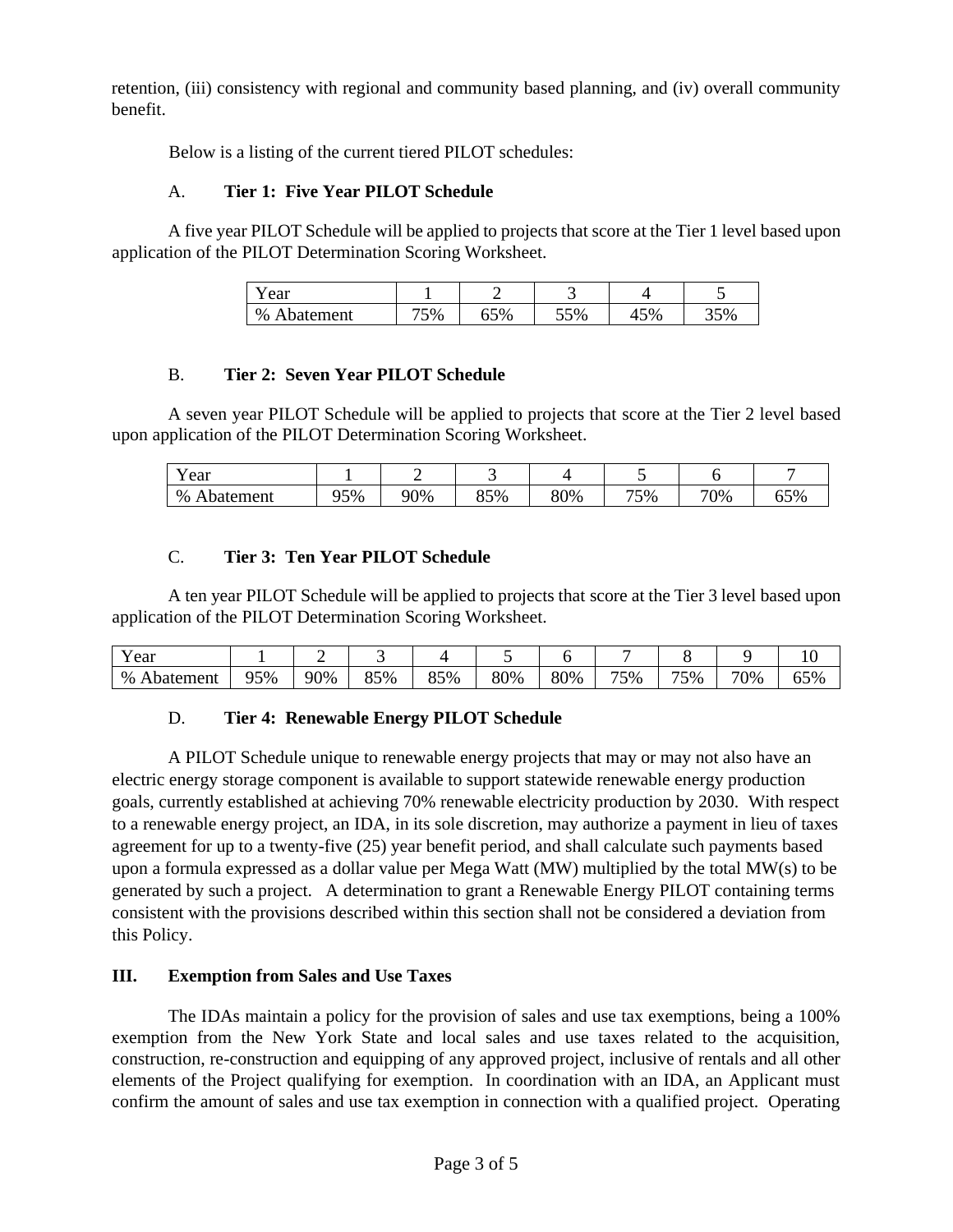retention, (iii) consistency with regional and community based planning, and (iv) overall community benefit.

Below is a listing of the current tiered PILOT schedules:

### A. **Tier 1: Five Year PILOT Schedule**

A five year PILOT Schedule will be applied to projects that score at the Tier 1 level based upon application of the PILOT Determination Scoring Worksheet.

| Year | 1 | 2 | 3 | 4 | 5 |
|---|---|---|---|---|---|
| % Abatement | 75% | 65% | 55% | 45% | 35% |

### B. **Tier 2: Seven Year PILOT Schedule**

A seven year PILOT Schedule will be applied to projects that score at the Tier 2 level based upon application of the PILOT Determination Scoring Worksheet.

| Year | 1 | 2 | 3 | 4 | 5 | 6 | 7 |
|---|---|---|---|---|---|---|---|
| % Abatement | 95% | 90% | 85% | 80% | 75% | 70% | 65% |

### C. **Tier 3: Ten Year PILOT Schedule**

A ten year PILOT Schedule will be applied to projects that score at the Tier 3 level based upon application of the PILOT Determination Scoring Worksheet.

| Year | 1 | 2 | 3 | 4 | 5 | 6 | 7 | 8 | 9 | 10 |
|---|---|---|---|---|---|---|---|---|---|---|
| % Abatement | 95% | 90% | 85% | 85% | 80% | 80% | 75% | 75% | 70% | 65% |

### D. **Tier 4: Renewable Energy PILOT Schedule**

A PILOT Schedule unique to renewable energy projects that may or may not also have an electric energy storage component is available to support statewide renewable energy production goals, currently established at achieving 70% renewable electricity production by 2030. With respect to a renewable energy project, an IDA, in its sole discretion, may authorize a payment in lieu of taxes agreement for up to a twenty-five (25) year benefit period, and shall calculate such payments based upon a formula expressed as a dollar value per Mega Watt (MW) multiplied by the total MW(s) to be generated by such a project. A determination to grant a Renewable Energy PILOT containing terms consistent with the provisions described within this section shall not be considered a deviation from this Policy.

## III. Exemption from Sales and Use Taxes

The IDAs maintain a policy for the provision of sales and use tax exemptions, being a 100% exemption from the New York State and local sales and use taxes related to the acquisition, construction, re-construction and equipping of any approved project, inclusive of rentals and all other elements of the Project qualifying for exemption. In coordination with an IDA, an Applicant must confirm the amount of sales and use tax exemption in connection with a qualified project. Operating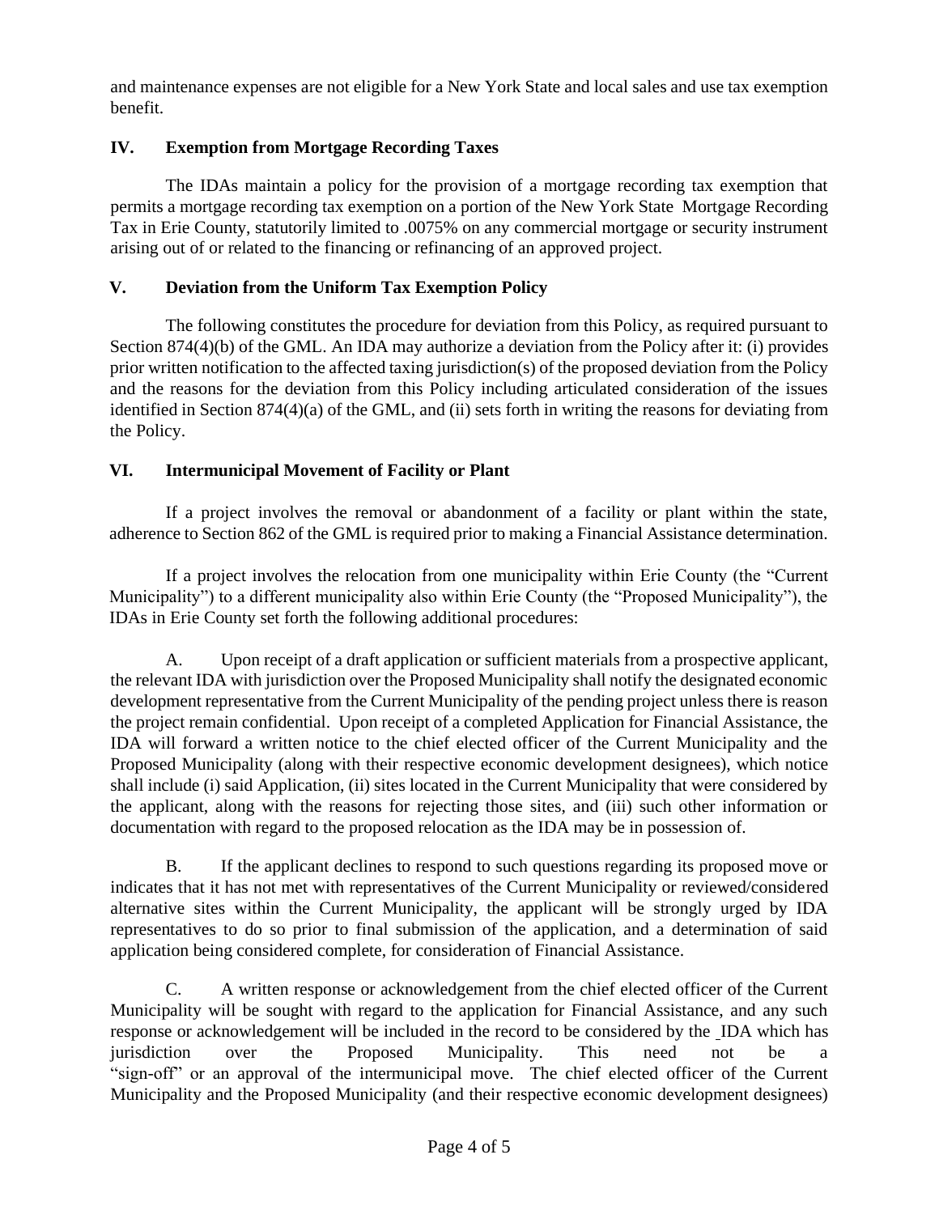and maintenance expenses are not eligible for a New York State and local sales and use tax exemption benefit.

## IV. Exemption from Mortgage Recording Taxes

The IDAs maintain a policy for the provision of a mortgage recording tax exemption that permits a mortgage recording tax exemption on a portion of the New York State Mortgage Recording Tax in Erie County, statutorily limited to .0075% on any commercial mortgage or security instrument arising out of or related to the financing or refinancing of an approved project.

## V. Deviation from the Uniform Tax Exemption Policy

The following constitutes the procedure for deviation from this Policy, as required pursuant to Section 874(4)(b) of the GML. An IDA may authorize a deviation from the Policy after it: (i) provides prior written notification to the affected taxing jurisdiction(s) of the proposed deviation from the Policy and the reasons for the deviation from this Policy including articulated consideration of the issues identified in Section 874(4)(a) of the GML, and (ii) sets forth in writing the reasons for deviating from the Policy.

## VI. Intermunicipal Movement of Facility or Plant

If a project involves the removal or abandonment of a facility or plant within the state, adherence to Section 862 of the GML is required prior to making a Financial Assistance determination.

If a project involves the relocation from one municipality within Erie County (the "Current Municipality") to a different municipality also within Erie County (the "Proposed Municipality"), the IDAs in Erie County set forth the following additional procedures:

A. Upon receipt of a draft application or sufficient materials from a prospective applicant, the relevant IDA with jurisdiction over the Proposed Municipality shall notify the designated economic development representative from the Current Municipality of the pending project unless there is reason the project remain confidential. Upon receipt of a completed Application for Financial Assistance, the IDA will forward a written notice to the chief elected officer of the Current Municipality and the Proposed Municipality (along with their respective economic development designees), which notice shall include (i) said Application, (ii) sites located in the Current Municipality that were considered by the applicant, along with the reasons for rejecting those sites, and (iii) such other information or documentation with regard to the proposed relocation as the IDA may be in possession of.

B. If the applicant declines to respond to such questions regarding its proposed move or indicates that it has not met with representatives of the Current Municipality or reviewed/considered alternative sites within the Current Municipality, the applicant will be strongly urged by IDA representatives to do so prior to final submission of the application, and a determination of said application being considered complete, for consideration of Financial Assistance.

C. A written response or acknowledgement from the chief elected officer of the Current Municipality will be sought with regard to the application for Financial Assistance, and any such response or acknowledgement will be included in the record to be considered by the IDA which has jurisdiction over the Proposed Municipality. This need not be a "sign-off" or an approval of the intermunicipal move. The chief elected officer of the Current Municipality and the Proposed Municipality (and their respective economic development designees)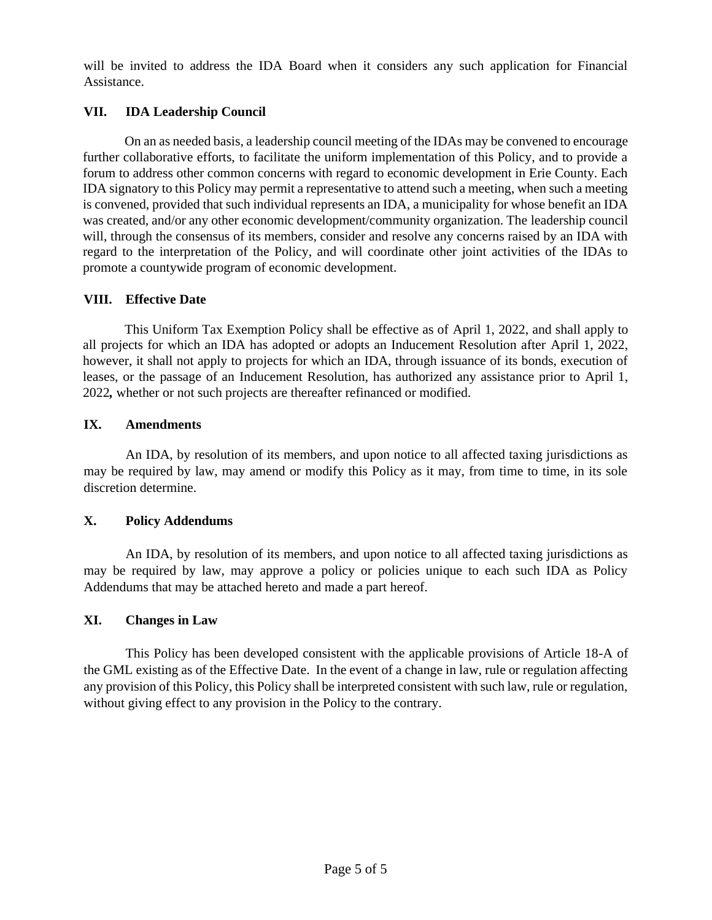will be invited to address the IDA Board when it considers any such application for Financial Assistance.

## VII. IDA Leadership Council

On an as needed basis, a leadership council meeting of the IDAs may be convened to encourage further collaborative efforts, to facilitate the uniform implementation of this Policy, and to provide a forum to address other common concerns with regard to economic development in Erie County. Each IDA signatory to this Policy may permit a representative to attend such a meeting, when such a meeting is convened, provided that such individual represents an IDA, a municipality for whose benefit an IDA was created, and/or any other economic development/community organization. The leadership council will, through the consensus of its members, consider and resolve any concerns raised by an IDA with regard to the interpretation of the Policy, and will coordinate other joint activities of the IDAs to promote a countywide program of economic development.

## VIII. Effective Date

This Uniform Tax Exemption Policy shall be effective as of April 1, 2022, and shall apply to all projects for which an IDA has adopted or adopts an Inducement Resolution after April 1, 2022, however, it shall not apply to projects for which an IDA, through issuance of its bonds, execution of leases, or the passage of an Inducement Resolution, has authorized any assistance prior to April 1, 2022**,** whether or not such projects are thereafter refinanced or modified.

## IX. Amendments

An IDA, by resolution of its members, and upon notice to all affected taxing jurisdictions as may be required by law, may amend or modify this Policy as it may, from time to time, in its sole discretion determine.

## X. Policy Addendums

An IDA, by resolution of its members, and upon notice to all affected taxing jurisdictions as may be required by law, may approve a policy or policies unique to each such IDA as Policy Addendums that may be attached hereto and made a part hereof.

## XI. Changes in Law

This Policy has been developed consistent with the applicable provisions of Article 18-A of the GML existing as of the Effective Date. In the event of a change in law, rule or regulation affecting any provision of this Policy, this Policy shall be interpreted consistent with such law, rule or regulation, without giving effect to any provision in the Policy to the contrary.